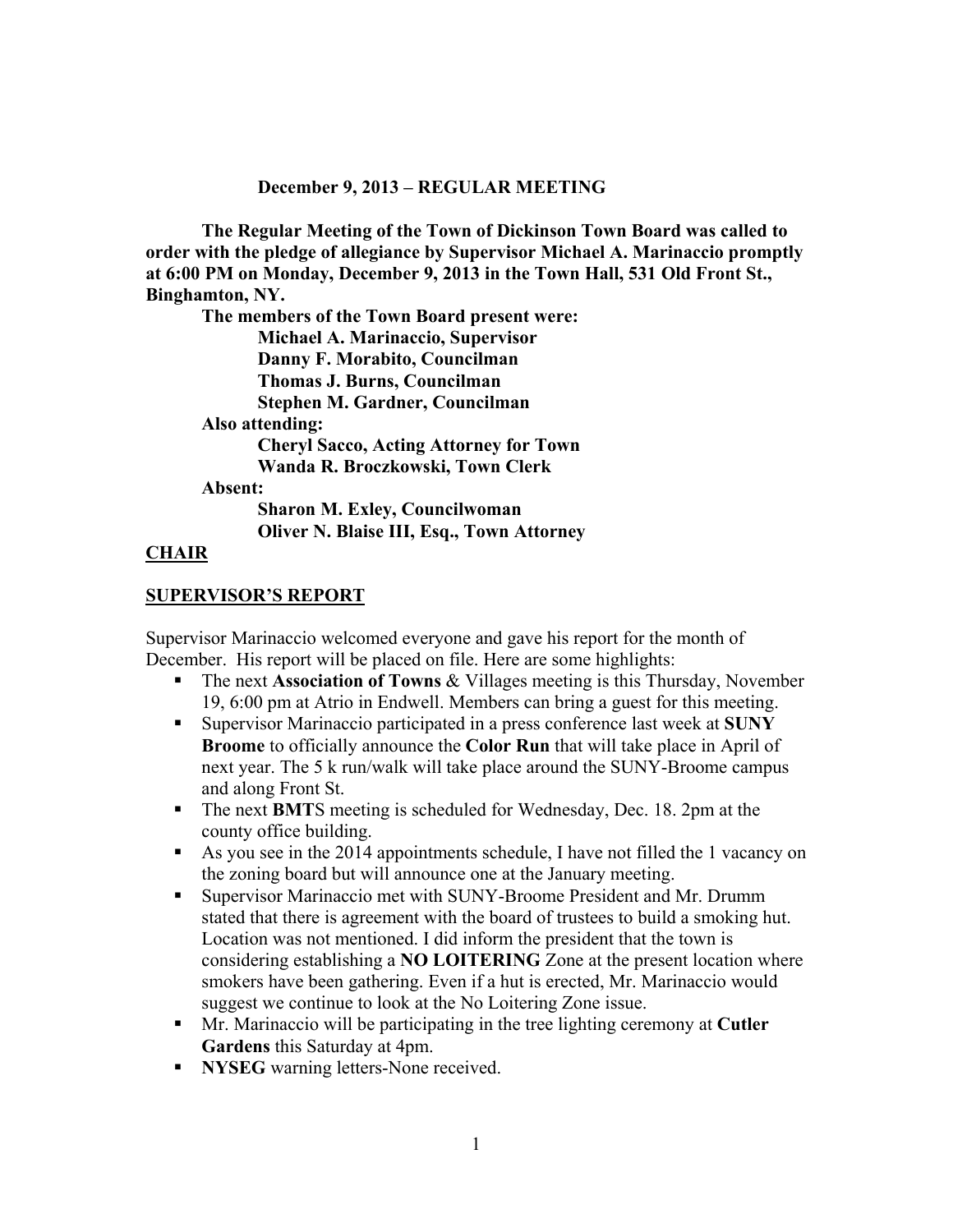**December 9, 2013 – REGULAR MEETING**

**The Regular Meeting of the Town of Dickinson Town Board was called to order with the pledge of allegiance by Supervisor Michael A. Marinaccio promptly at 6:00 PM on Monday, December 9, 2013 in the Town Hall, 531 Old Front St., Binghamton, NY.**

**The members of the Town Board present were:**

**Michael A. Marinaccio, Supervisor**
**Danny F. Morabito, Councilman**
**Thomas J. Burns, Councilman**
**Stephen M. Gardner, Councilman**

**Also attending:**

**Cheryl Sacco, Acting Attorney for Town**
**Wanda R. Broczkowski, Town Clerk**

**Absent:**

**Sharon M. Exley, Councilwoman**
**Oliver N. Blaise III, Esq., Town Attorney**

**CHAIR**

**SUPERVISOR'S REPORT**

Supervisor Marinaccio welcomed everyone and gave his report for the month of December. His report will be placed on file. Here are some highlights:

- The next **Association of Towns** & Villages meeting is this Thursday, November 19, 6:00 pm at Atrio in Endwell. Members can bring a guest for this meeting.
- Supervisor Marinaccio participated in a press conference last week at **SUNY Broome** to officially announce the **Color Run** that will take place in April of next year. The 5 k run/walk will take place around the SUNY-Broome campus and along Front St.
- The next **BMT**S meeting is scheduled for Wednesday, Dec. 18. 2pm at the county office building.
- As you see in the 2014 appointments schedule, I have not filled the 1 vacancy on the zoning board but will announce one at the January meeting.
- Supervisor Marinaccio met with SUNY-Broome President and Mr. Drumm stated that there is agreement with the board of trustees to build a smoking hut. Location was not mentioned. I did inform the president that the town is considering establishing a **NO LOITERING** Zone at the present location where smokers have been gathering. Even if a hut is erected, Mr. Marinaccio would suggest we continue to look at the No Loitering Zone issue.
- Mr. Marinaccio will be participating in the tree lighting ceremony at **Cutler Gardens** this Saturday at 4pm.
- **NYSEG** warning letters-None received.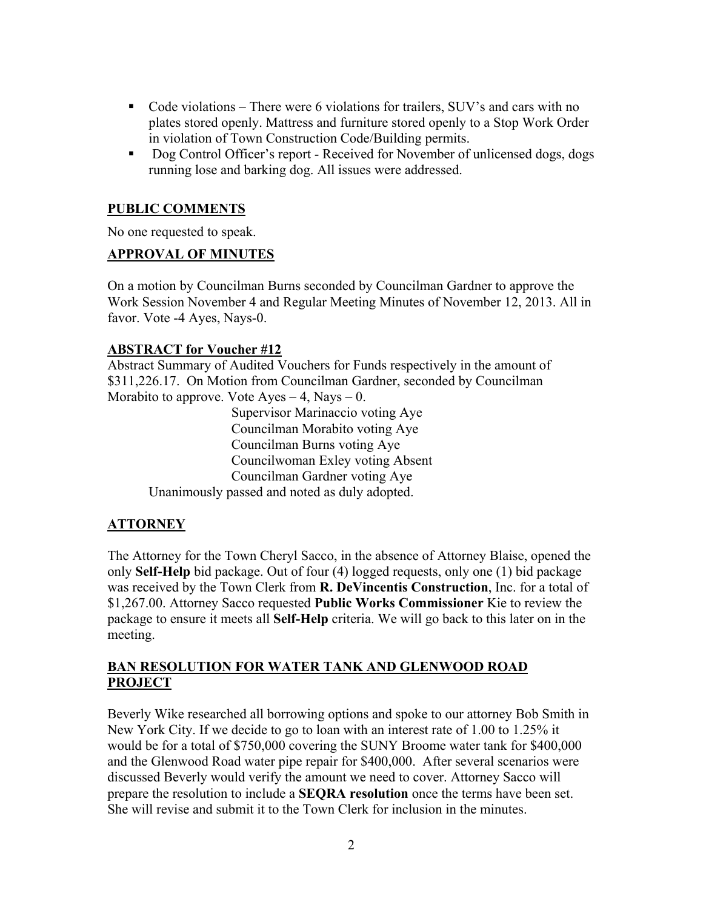- Code violations – There were 6 violations for trailers, SUV's and cars with no plates stored openly. Mattress and furniture stored openly to a Stop Work Order in violation of Town Construction Code/Building permits.
- Dog Control Officer's report - Received for November of unlicensed dogs, dogs running lose and barking dog. All issues were addressed.

## PUBLIC COMMENTS

No one requested to speak.

## APPROVAL OF MINUTES

On a motion by Councilman Burns seconded by Councilman Gardner to approve the Work Session November 4 and Regular Meeting Minutes of November 12, 2013. All in favor. Vote -4 Ayes, Nays-0.

## ABSTRACT for Voucher #12

Abstract Summary of Audited Vouchers for Funds respectively in the amount of $311,226.17. On Motion from Councilman Gardner, seconded by Councilman Morabito to approve. Vote Ayes – 4, Nays – 0.

Supervisor Marinaccio voting Aye
Councilman Morabito voting Aye
Councilman Burns voting Aye
Councilwoman Exley voting Absent
Councilman Gardner voting Aye

Unanimously passed and noted as duly adopted.

## ATTORNEY

The Attorney for the Town Cheryl Sacco, in the absence of Attorney Blaise, opened the only **Self-Help** bid package. Out of four (4) logged requests, only one (1) bid package was received by the Town Clerk from **R. DeVincentis Construction**, Inc. for a total of $1,267.00. Attorney Sacco requested **Public Works Commissioner** Kie to review the package to ensure it meets all **Self-Help** criteria. We will go back to this later on in the meeting.

## BAN RESOLUTION FOR WATER TANK AND GLENWOOD ROAD PROJECT

Beverly Wike researched all borrowing options and spoke to our attorney Bob Smith in New York City. If we decide to go to loan with an interest rate of 1.00 to 1.25% it would be for a total of $750,000 covering the SUNY Broome water tank for $400,000 and the Glenwood Road water pipe repair for $400,000. After several scenarios were discussed Beverly would verify the amount we need to cover. Attorney Sacco will prepare the resolution to include a **SEQRA resolution** once the terms have been set. She will revise and submit it to the Town Clerk for inclusion in the minutes.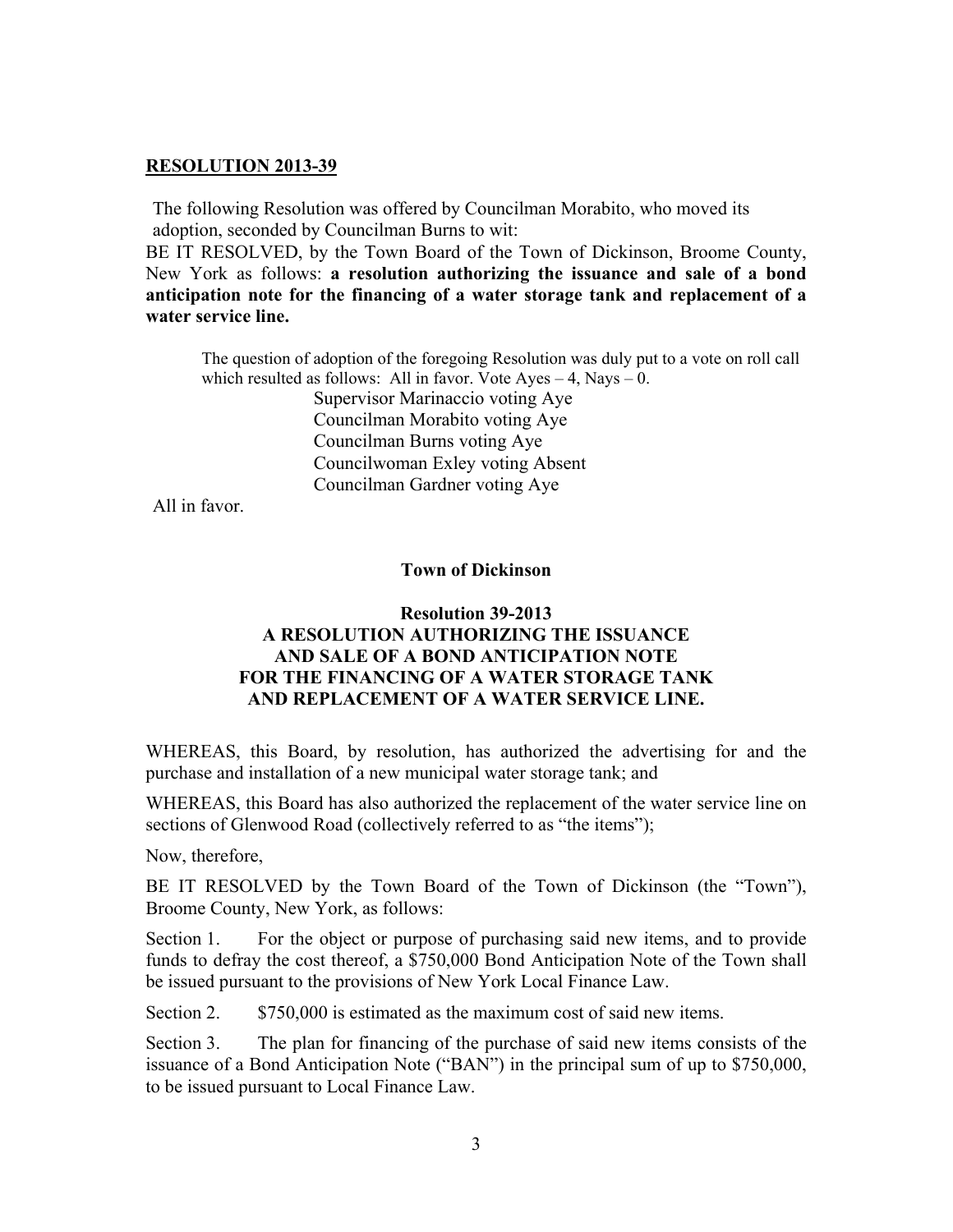**RESOLUTION 2013-39**

The following Resolution was offered by Councilman Morabito, who moved its adoption, seconded by Councilman Burns to wit:

BE IT RESOLVED, by the Town Board of the Town of Dickinson, Broome County, New York as follows: **a resolution authorizing the issuance and sale of a bond anticipation note for the financing of a water storage tank and replacement of a water service line.**

The question of adoption of the foregoing Resolution was duly put to a vote on roll call which resulted as follows: All in favor. Vote Ayes – 4, Nays – 0.

Supervisor Marinaccio voting Aye
Councilman Morabito voting Aye
Councilman Burns voting Aye
Councilwoman Exley voting Absent
Councilman Gardner voting Aye

All in favor.

**Town of Dickinson**

**Resolution 39-2013**
**A RESOLUTION AUTHORIZING THE ISSUANCE AND SALE OF A BOND ANTICIPATION NOTE FOR THE FINANCING OF A WATER STORAGE TANK AND REPLACEMENT OF A WATER SERVICE LINE.**

WHEREAS, this Board, by resolution, has authorized the advertising for and the purchase and installation of a new municipal water storage tank; and

WHEREAS, this Board has also authorized the replacement of the water service line on sections of Glenwood Road (collectively referred to as "the items");

Now, therefore,

BE IT RESOLVED by the Town Board of the Town of Dickinson (the "Town"), Broome County, New York, as follows:

Section 1. For the object or purpose of purchasing said new items, and to provide funds to defray the cost thereof, a $750,000 Bond Anticipation Note of the Town shall be issued pursuant to the provisions of New York Local Finance Law.

Section 2. $750,000 is estimated as the maximum cost of said new items.

Section 3. The plan for financing of the purchase of said new items consists of the issuance of a Bond Anticipation Note ("BAN") in the principal sum of up to $750,000, to be issued pursuant to Local Finance Law.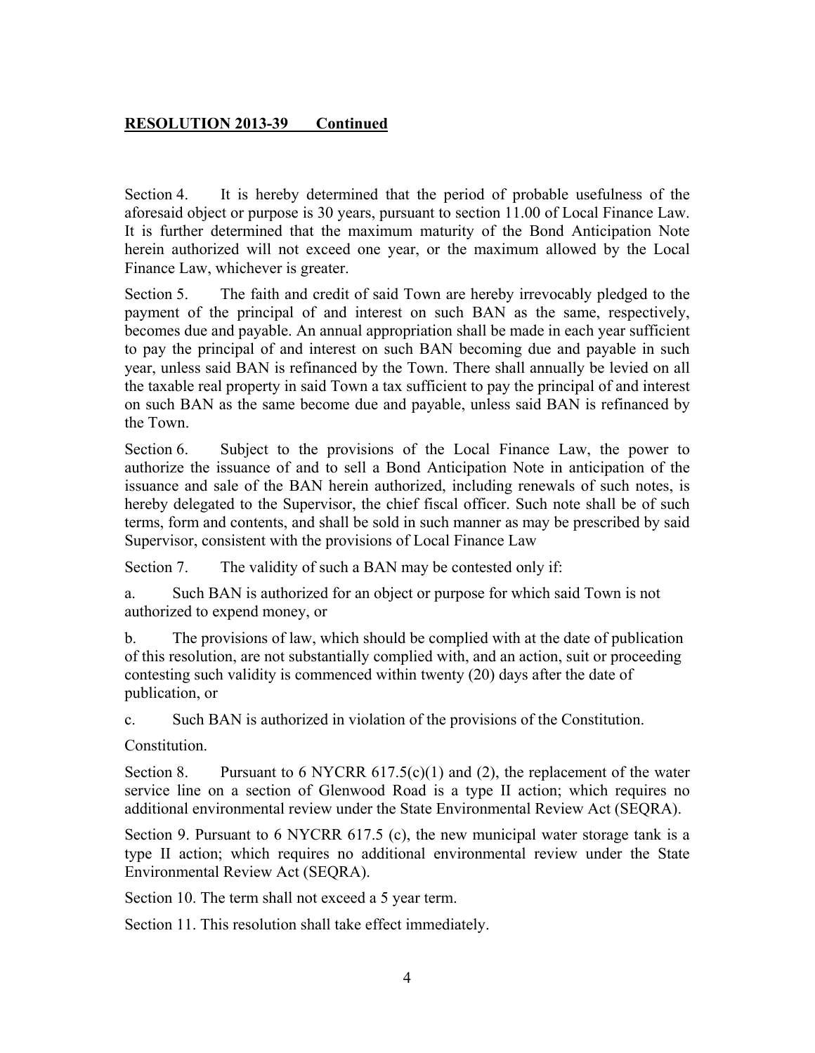**RESOLUTION 2013-39 Continued**

Section 4. It is hereby determined that the period of probable usefulness of the aforesaid object or purpose is 30 years, pursuant to section 11.00 of Local Finance Law. It is further determined that the maximum maturity of the Bond Anticipation Note herein authorized will not exceed one year, or the maximum allowed by the Local Finance Law, whichever is greater.

Section 5. The faith and credit of said Town are hereby irrevocably pledged to the payment of the principal of and interest on such BAN as the same, respectively, becomes due and payable. An annual appropriation shall be made in each year sufficient to pay the principal of and interest on such BAN becoming due and payable in such year, unless said BAN is refinanced by the Town. There shall annually be levied on all the taxable real property in said Town a tax sufficient to pay the principal of and interest on such BAN as the same become due and payable, unless said BAN is refinanced by the Town.

Section 6. Subject to the provisions of the Local Finance Law, the power to authorize the issuance of and to sell a Bond Anticipation Note in anticipation of the issuance and sale of the BAN herein authorized, including renewals of such notes, is hereby delegated to the Supervisor, the chief fiscal officer. Such note shall be of such terms, form and contents, and shall be sold in such manner as may be prescribed by said Supervisor, consistent with the provisions of Local Finance Law

Section 7. The validity of such a BAN may be contested only if:

a. Such BAN is authorized for an object or purpose for which said Town is not authorized to expend money, or

b. The provisions of law, which should be complied with at the date of publication of this resolution, are not substantially complied with, and an action, suit or proceeding contesting such validity is commenced within twenty (20) days after the date of publication, or

c. Such BAN is authorized in violation of the provisions of the Constitution.

Constitution.

Section 8. Pursuant to 6 NYCRR 617.5(c)(1) and (2), the replacement of the water service line on a section of Glenwood Road is a type II action; which requires no additional environmental review under the State Environmental Review Act (SEQRA).

Section 9. Pursuant to 6 NYCRR 617.5 (c), the new municipal water storage tank is a type II action; which requires no additional environmental review under the State Environmental Review Act (SEQRA).

Section 10. The term shall not exceed a 5 year term.

Section 11. This resolution shall take effect immediately.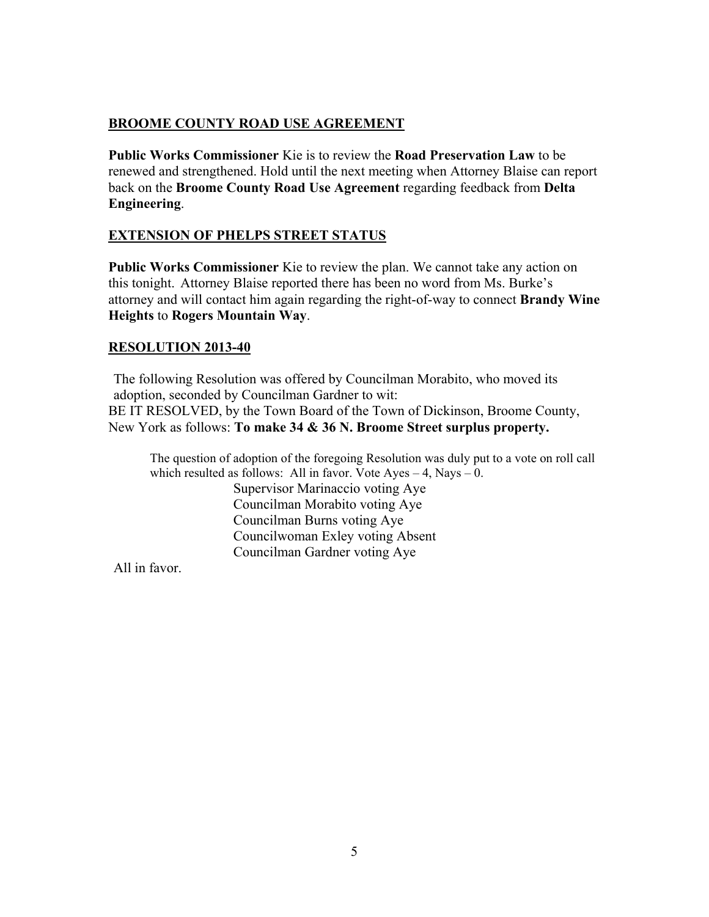**BROOME COUNTY ROAD USE AGREEMENT**

**Public Works Commissioner** Kie is to review the **Road Preservation Law** to be renewed and strengthened. Hold until the next meeting when Attorney Blaise can report back on the **Broome County Road Use Agreement** regarding feedback from **Delta Engineering**.

**EXTENSION OF PHELPS STREET STATUS**

**Public Works Commissioner** Kie to review the plan. We cannot take any action on this tonight. Attorney Blaise reported there has been no word from Ms. Burke's attorney and will contact him again regarding the right-of-way to connect **Brandy Wine Heights** to **Rogers Mountain Way**.

**RESOLUTION 2013-40**

The following Resolution was offered by Councilman Morabito, who moved its adoption, seconded by Councilman Gardner to wit:
BE IT RESOLVED, by the Town Board of the Town of Dickinson, Broome County, New York as follows: **To make 34 & 36 N. Broome Street surplus property.**

The question of adoption of the foregoing Resolution was duly put to a vote on roll call which resulted as follows: All in favor. Vote Ayes – 4, Nays – 0.

Supervisor Marinaccio voting Aye
Councilman Morabito voting Aye
Councilman Burns voting Aye
Councilwoman Exley voting Absent
Councilman Gardner voting Aye

All in favor.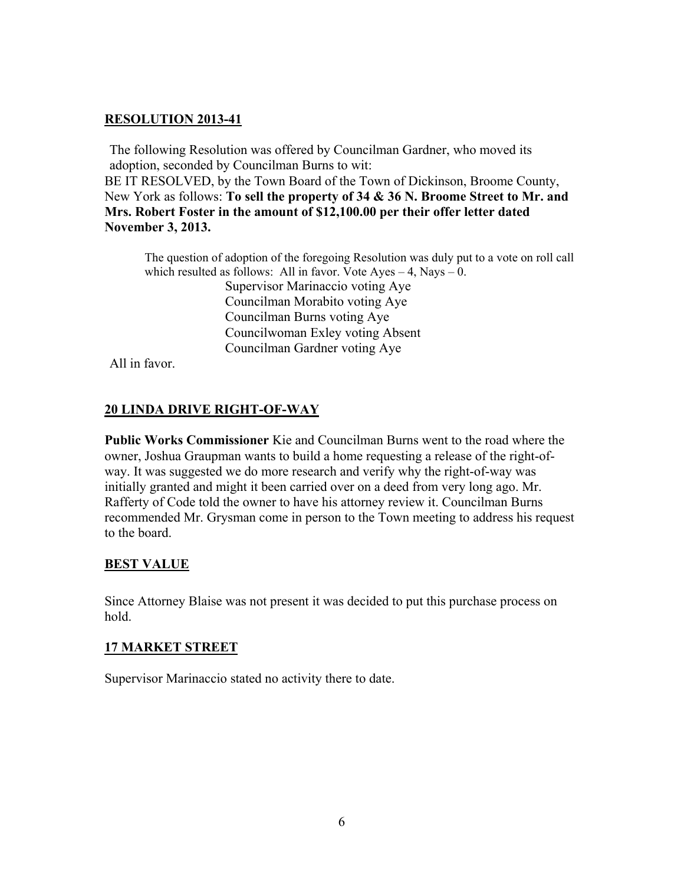**RESOLUTION 2013-41**

The following Resolution was offered by Councilman Gardner, who moved its adoption, seconded by Councilman Burns to wit:

BE IT RESOLVED, by the Town Board of the Town of Dickinson, Broome County, New York as follows: **To sell the property of 34 & 36 N. Broome Street to Mr. and Mrs. Robert Foster in the amount of $12,100.00 per their offer letter dated November 3, 2013.**

The question of adoption of the foregoing Resolution was duly put to a vote on roll call which resulted as follows: All in favor. Vote Ayes – 4, Nays – 0.

Supervisor Marinaccio voting Aye
Councilman Morabito voting Aye
Councilman Burns voting Aye
Councilwoman Exley voting Absent
Councilman Gardner voting Aye

All in favor.

**20 LINDA DRIVE RIGHT-OF-WAY**

**Public Works Commissioner** Kie and Councilman Burns went to the road where the owner, Joshua Graupman wants to build a home requesting a release of the right-of-way. It was suggested we do more research and verify why the right-of-way was initially granted and might it been carried over on a deed from very long ago. Mr. Rafferty of Code told the owner to have his attorney review it. Councilman Burns recommended Mr. Grysman come in person to the Town meeting to address his request to the board.

**BEST VALUE**

Since Attorney Blaise was not present it was decided to put this purchase process on hold.

**17 MARKET STREET**

Supervisor Marinaccio stated no activity there to date.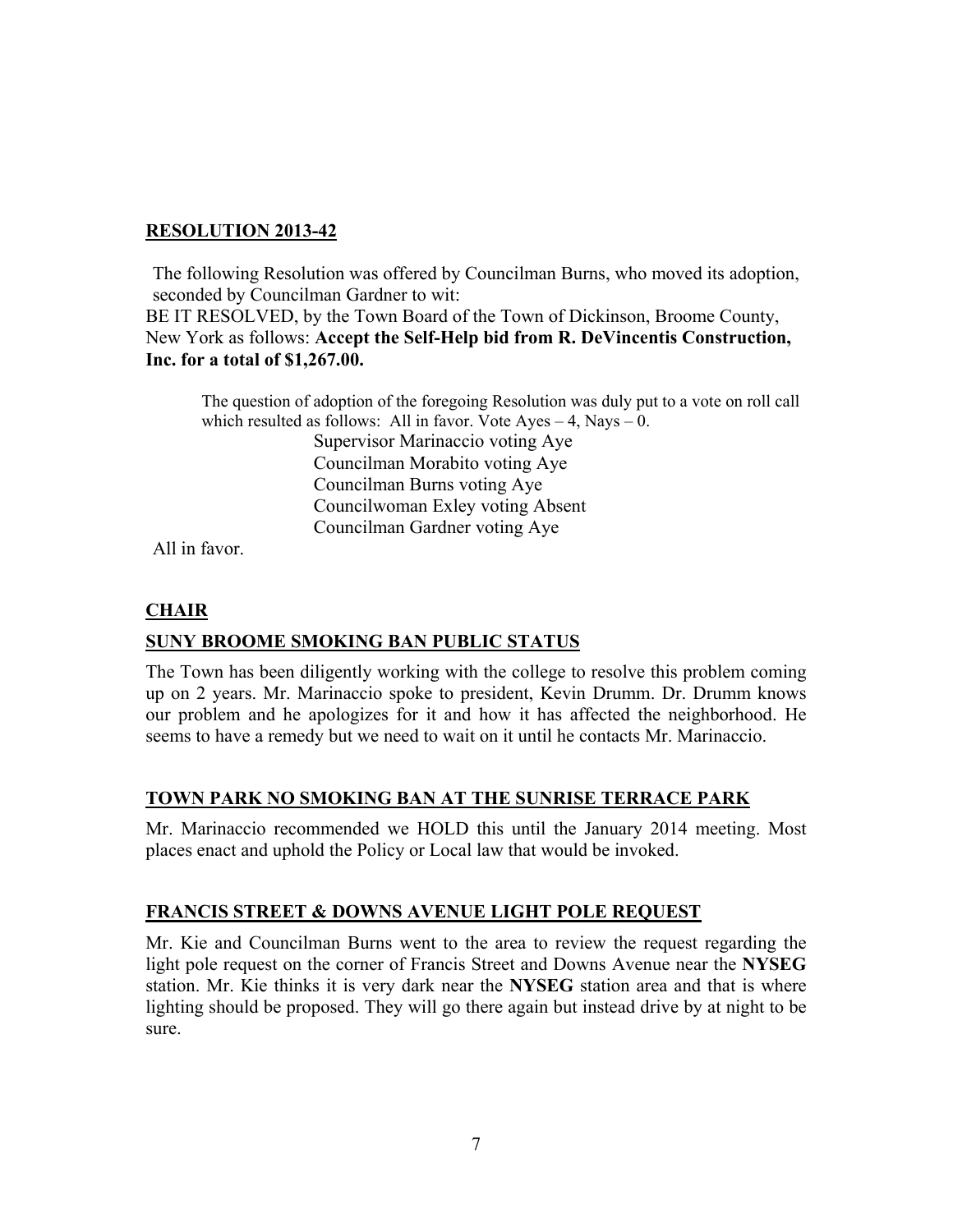**RESOLUTION 2013-42**

The following Resolution was offered by Councilman Burns, who moved its adoption, seconded by Councilman Gardner to wit:

BE IT RESOLVED, by the Town Board of the Town of Dickinson, Broome County, New York as follows: **Accept the Self-Help bid from R. DeVincentis Construction, Inc. for a total of $1,267.00.**

The question of adoption of the foregoing Resolution was duly put to a vote on roll call which resulted as follows: All in favor. Vote Ayes – 4, Nays – 0.

Supervisor Marinaccio voting Aye
Councilman Morabito voting Aye
Councilman Burns voting Aye
Councilwoman Exley voting Absent
Councilman Gardner voting Aye

All in favor.

**CHAIR**

**SUNY BROOME SMOKING BAN PUBLIC STATUS**

The Town has been diligently working with the college to resolve this problem coming up on 2 years. Mr. Marinaccio spoke to president, Kevin Drumm. Dr. Drumm knows our problem and he apologizes for it and how it has affected the neighborhood. He seems to have a remedy but we need to wait on it until he contacts Mr. Marinaccio.

**TOWN PARK NO SMOKING BAN AT THE SUNRISE TERRACE PARK**

Mr. Marinaccio recommended we HOLD this until the January 2014 meeting. Most places enact and uphold the Policy or Local law that would be invoked.

**FRANCIS STREET & DOWNS AVENUE LIGHT POLE REQUEST**

Mr. Kie and Councilman Burns went to the area to review the request regarding the light pole request on the corner of Francis Street and Downs Avenue near the **NYSEG** station. Mr. Kie thinks it is very dark near the **NYSEG** station area and that is where lighting should be proposed. They will go there again but instead drive by at night to be sure.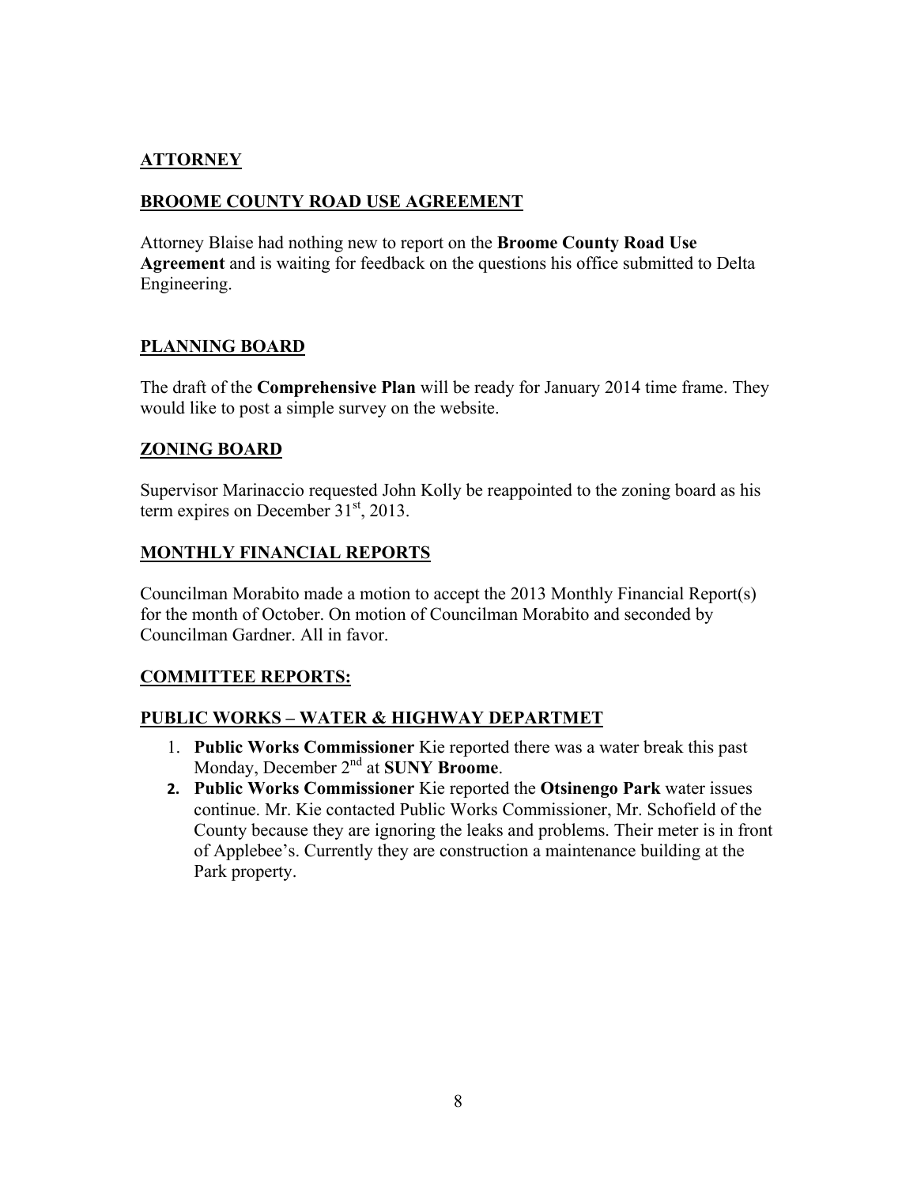## ATTORNEY

## BROOME COUNTY ROAD USE AGREEMENT

Attorney Blaise had nothing new to report on the **Broome County Road Use Agreement** and is waiting for feedback on the questions his office submitted to Delta Engineering.

## PLANNING BOARD

The draft of the **Comprehensive Plan** will be ready for January 2014 time frame. They would like to post a simple survey on the website.

## ZONING BOARD

Supervisor Marinaccio requested John Kolly be reappointed to the zoning board as his term expires on December 31st, 2013.

## MONTHLY FINANCIAL REPORTS

Councilman Morabito made a motion to accept the 2013 Monthly Financial Report(s) for the month of October. On motion of Councilman Morabito and seconded by Councilman Gardner. All in favor.

## COMMITTEE REPORTS:

## PUBLIC WORKS – WATER & HIGHWAY DEPARTMET

1. **Public Works Commissioner** Kie reported there was a water break this past Monday, December 2nd at **SUNY Broome**.
2. **Public Works Commissioner** Kie reported the **Otsinengo Park** water issues continue. Mr. Kie contacted Public Works Commissioner, Mr. Schofield of the County because they are ignoring the leaks and problems. Their meter is in front of Applebee's. Currently they are construction a maintenance building at the Park property.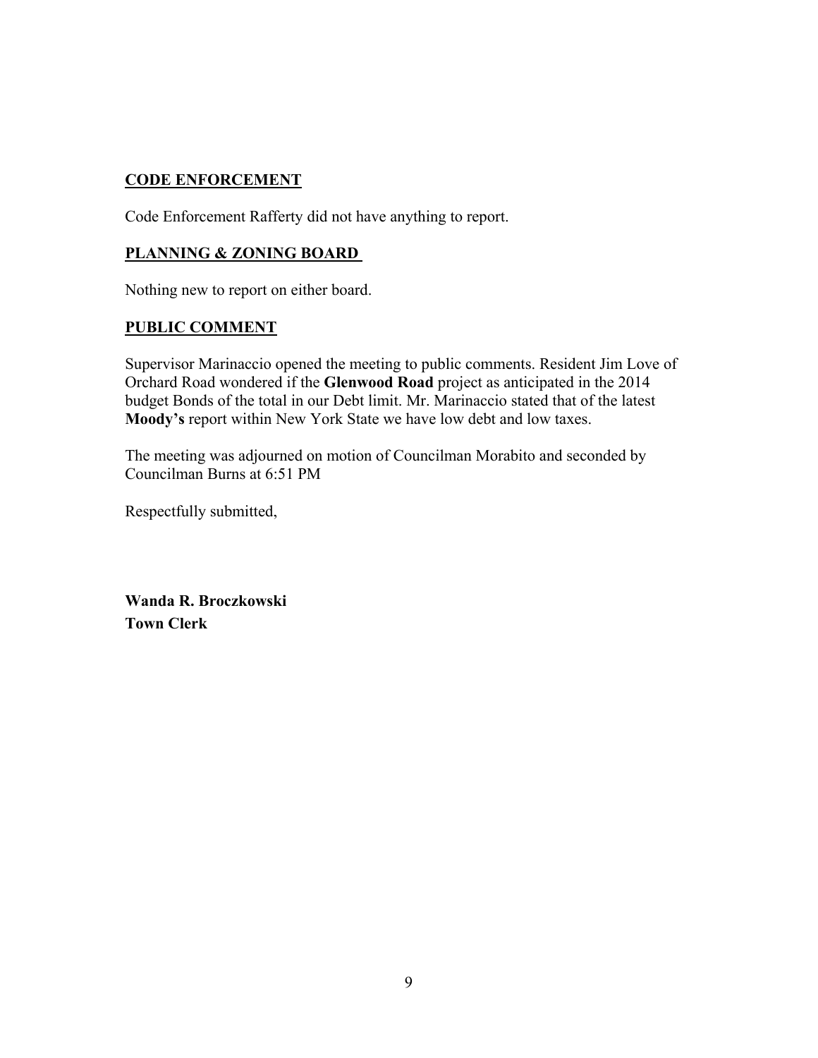## CODE ENFORCEMENT

Code Enforcement Rafferty did not have anything to report.

## PLANNING & ZONING BOARD

Nothing new to report on either board.

## PUBLIC COMMENT

Supervisor Marinaccio opened the meeting to public comments. Resident Jim Love of Orchard Road wondered if the **Glenwood Road** project as anticipated in the 2014 budget Bonds of the total in our Debt limit. Mr. Marinaccio stated that of the latest **Moody's** report within New York State we have low debt and low taxes.

The meeting was adjourned on motion of Councilman Morabito and seconded by Councilman Burns at 6:51 PM

Respectfully submitted,

**Wanda R. Broczkowski**
**Town Clerk**